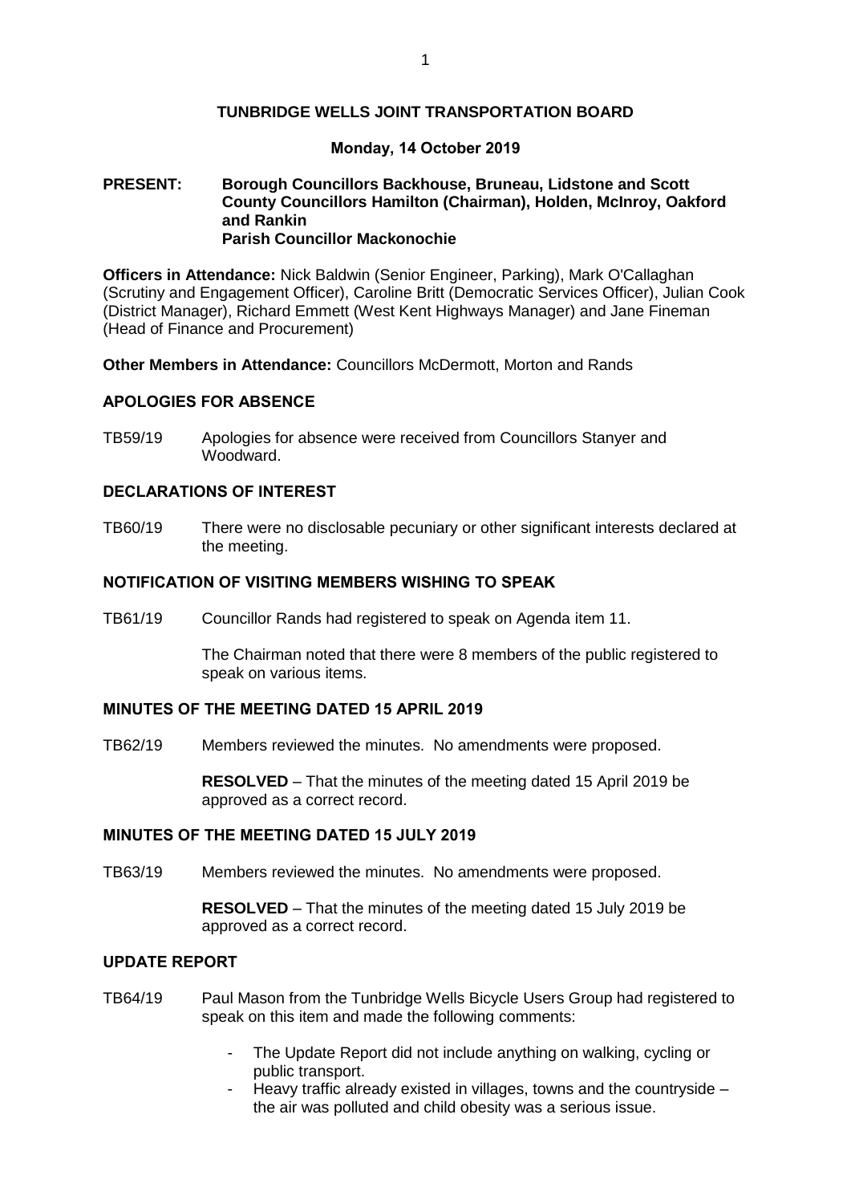# TUNBRIDGE WELLS JOINT TRANSPORTATION BOARD

**Monday, 14 October 2019**

**PRESENT:** **Borough Councillors Backhouse, Bruneau, Lidstone and Scott**
**County Councillors Hamilton (Chairman), Holden, McInroy, Oakford and Rankin**
**Parish Councillor Mackonochie**

**Officers in Attendance:** Nick Baldwin (Senior Engineer, Parking), Mark O'Callaghan (Scrutiny and Engagement Officer), Caroline Britt (Democratic Services Officer), Julian Cook (District Manager), Richard Emmett (West Kent Highways Manager) and Jane Fineman (Head of Finance and Procurement)

**Other Members in Attendance:** Councillors McDermott, Morton and Rands

## APOLOGIES FOR ABSENCE

TB59/19 Apologies for absence were received from Councillors Stanyer and Woodward.

## DECLARATIONS OF INTEREST

TB60/19 There were no disclosable pecuniary or other significant interests declared at the meeting.

## NOTIFICATION OF VISITING MEMBERS WISHING TO SPEAK

TB61/19 Councillor Rands had registered to speak on Agenda item 11.

The Chairman noted that there were 8 members of the public registered to speak on various items.

## MINUTES OF THE MEETING DATED 15 APRIL 2019

TB62/19 Members reviewed the minutes. No amendments were proposed.

**RESOLVED** – That the minutes of the meeting dated 15 April 2019 be approved as a correct record.

## MINUTES OF THE MEETING DATED 15 JULY 2019

TB63/19 Members reviewed the minutes. No amendments were proposed.

**RESOLVED** – That the minutes of the meeting dated 15 July 2019 be approved as a correct record.

## UPDATE REPORT

TB64/19 Paul Mason from the Tunbridge Wells Bicycle Users Group had registered to speak on this item and made the following comments:

- The Update Report did not include anything on walking, cycling or public transport.
- Heavy traffic already existed in villages, towns and the countryside – the air was polluted and child obesity was a serious issue.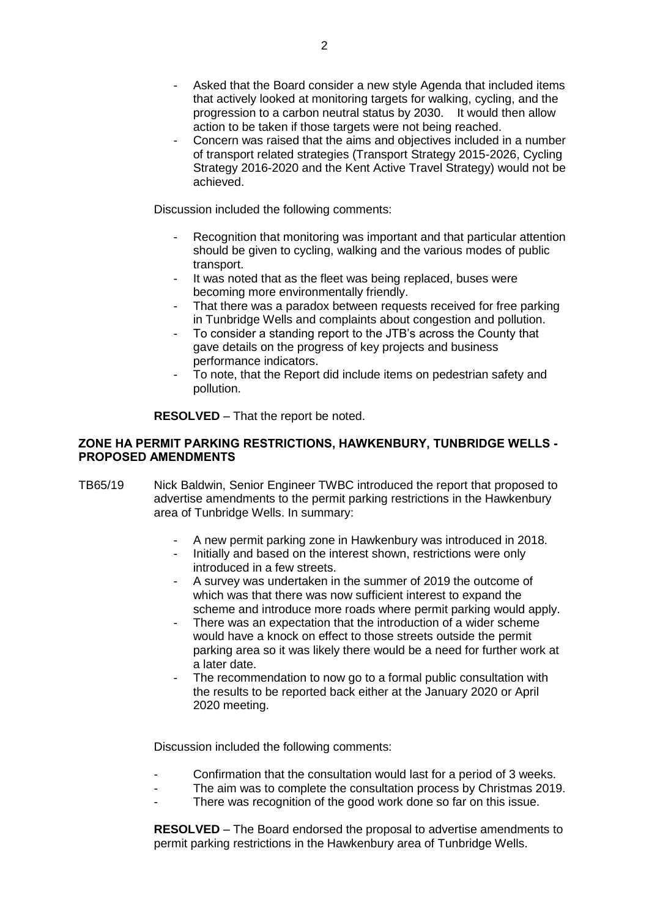- Asked that the Board consider a new style Agenda that included items that actively looked at monitoring targets for walking, cycling, and the progression to a carbon neutral status by 2030. It would then allow action to be taken if those targets were not being reached.
- Concern was raised that the aims and objectives included in a number of transport related strategies (Transport Strategy 2015-2026, Cycling Strategy 2016-2020 and the Kent Active Travel Strategy) would not be achieved.

Discussion included the following comments:

- Recognition that monitoring was important and that particular attention should be given to cycling, walking and the various modes of public transport.
- It was noted that as the fleet was being replaced, buses were becoming more environmentally friendly.
- That there was a paradox between requests received for free parking in Tunbridge Wells and complaints about congestion and pollution.
- To consider a standing report to the JTB's across the County that gave details on the progress of key projects and business performance indicators.
- To note, that the Report did include items on pedestrian safety and pollution.

**RESOLVED** – That the report be noted.

## ZONE HA PERMIT PARKING RESTRICTIONS, HAWKENBURY, TUNBRIDGE WELLS - PROPOSED AMENDMENTS

TB65/19 Nick Baldwin, Senior Engineer TWBC introduced the report that proposed to advertise amendments to the permit parking restrictions in the Hawkenbury area of Tunbridge Wells. In summary:

- A new permit parking zone in Hawkenbury was introduced in 2018.
- Initially and based on the interest shown, restrictions were only introduced in a few streets.
- A survey was undertaken in the summer of 2019 the outcome of which was that there was now sufficient interest to expand the scheme and introduce more roads where permit parking would apply.
- There was an expectation that the introduction of a wider scheme would have a knock on effect to those streets outside the permit parking area so it was likely there would be a need for further work at a later date.
- The recommendation to now go to a formal public consultation with the results to be reported back either at the January 2020 or April 2020 meeting.

Discussion included the following comments:

- Confirmation that the consultation would last for a period of 3 weeks.
- The aim was to complete the consultation process by Christmas 2019.
- There was recognition of the good work done so far on this issue.

**RESOLVED** – The Board endorsed the proposal to advertise amendments to permit parking restrictions in the Hawkenbury area of Tunbridge Wells.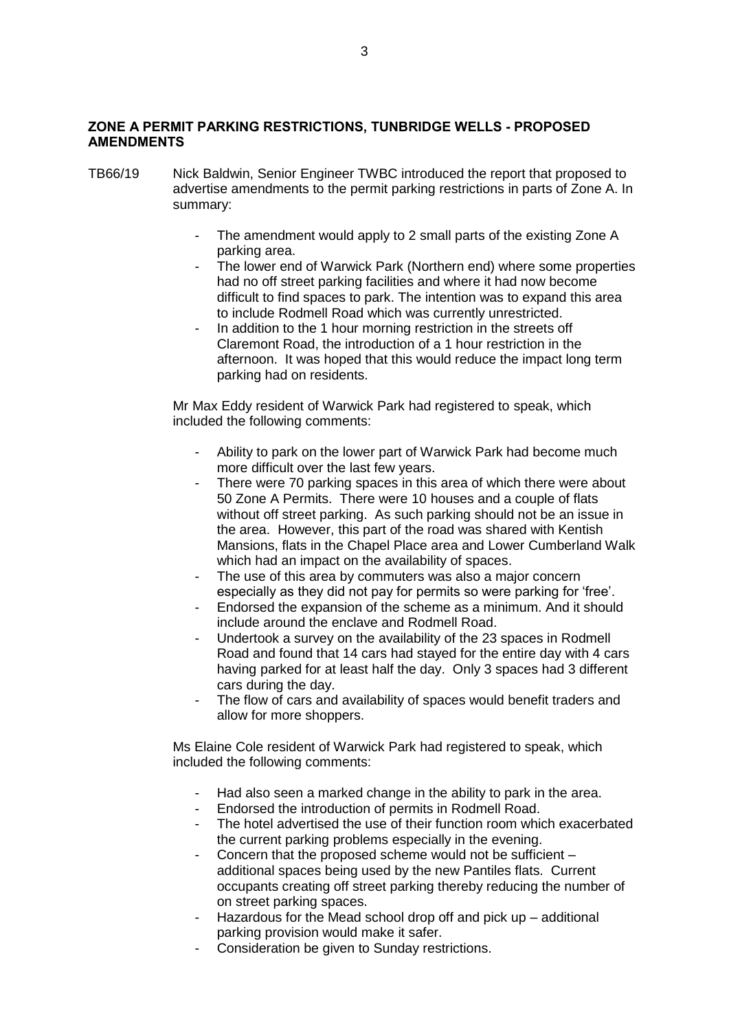## ZONE A PERMIT PARKING RESTRICTIONS, TUNBRIDGE WELLS - PROPOSED AMENDMENTS

TB66/19 Nick Baldwin, Senior Engineer TWBC introduced the report that proposed to advertise amendments to the permit parking restrictions in parts of Zone A. In summary:

- The amendment would apply to 2 small parts of the existing Zone A parking area.
- The lower end of Warwick Park (Northern end) where some properties had no off street parking facilities and where it had now become difficult to find spaces to park. The intention was to expand this area to include Rodmell Road which was currently unrestricted.
- In addition to the 1 hour morning restriction in the streets off Claremont Road, the introduction of a 1 hour restriction in the afternoon. It was hoped that this would reduce the impact long term parking had on residents.

Mr Max Eddy resident of Warwick Park had registered to speak, which included the following comments:

- Ability to park on the lower part of Warwick Park had become much more difficult over the last few years.
- There were 70 parking spaces in this area of which there were about 50 Zone A Permits. There were 10 houses and a couple of flats without off street parking. As such parking should not be an issue in the area. However, this part of the road was shared with Kentish Mansions, flats in the Chapel Place area and Lower Cumberland Walk which had an impact on the availability of spaces.
- The use of this area by commuters was also a major concern especially as they did not pay for permits so were parking for 'free'.
- Endorsed the expansion of the scheme as a minimum. And it should include around the enclave and Rodmell Road.
- Undertook a survey on the availability of the 23 spaces in Rodmell Road and found that 14 cars had stayed for the entire day with 4 cars having parked for at least half the day. Only 3 spaces had 3 different cars during the day.
- The flow of cars and availability of spaces would benefit traders and allow for more shoppers.

Ms Elaine Cole resident of Warwick Park had registered to speak, which included the following comments:

- Had also seen a marked change in the ability to park in the area.
- Endorsed the introduction of permits in Rodmell Road.
- The hotel advertised the use of their function room which exacerbated the current parking problems especially in the evening.
- Concern that the proposed scheme would not be sufficient – additional spaces being used by the new Pantiles flats. Current occupants creating off street parking thereby reducing the number of on street parking spaces.
- Hazardous for the Mead school drop off and pick up – additional parking provision would make it safer.
- Consideration be given to Sunday restrictions.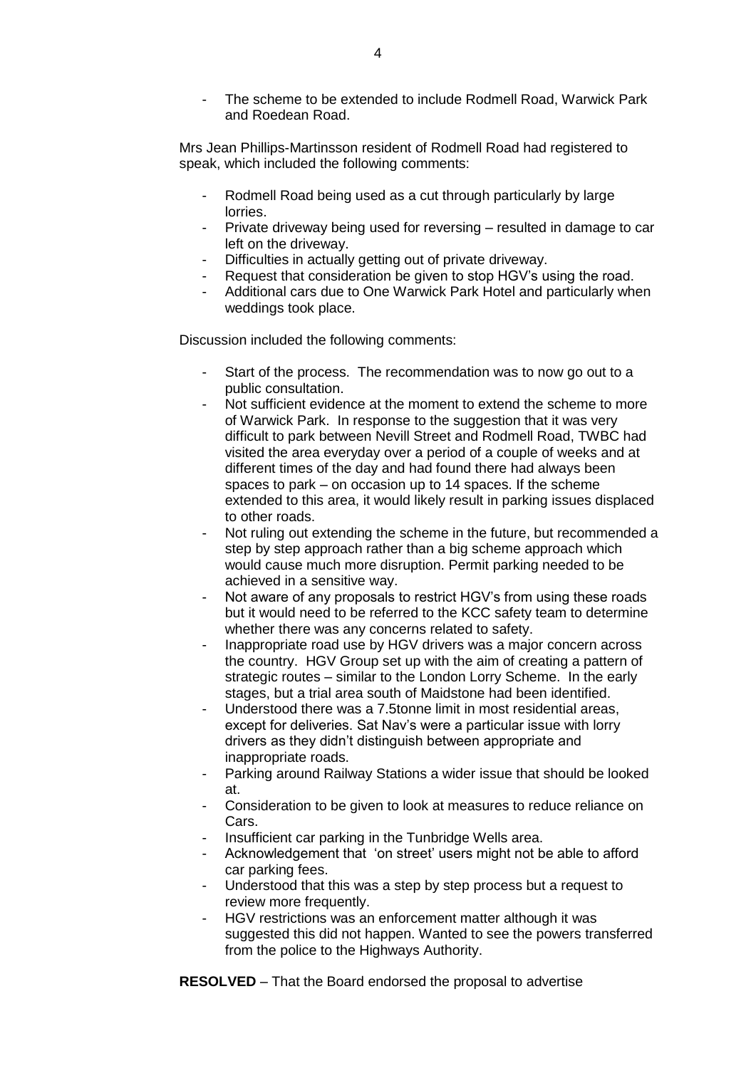- The scheme to be extended to include Rodmell Road, Warwick Park and Roedean Road.

Mrs Jean Phillips-Martinsson resident of Rodmell Road had registered to speak, which included the following comments:

- Rodmell Road being used as a cut through particularly by large lorries.
- Private driveway being used for reversing – resulted in damage to car left on the driveway.
- Difficulties in actually getting out of private driveway.
- Request that consideration be given to stop HGV's using the road.
- Additional cars due to One Warwick Park Hotel and particularly when weddings took place.

Discussion included the following comments:

- Start of the process. The recommendation was to now go out to a public consultation.
- Not sufficient evidence at the moment to extend the scheme to more of Warwick Park. In response to the suggestion that it was very difficult to park between Nevill Street and Rodmell Road, TWBC had visited the area everyday over a period of a couple of weeks and at different times of the day and had found there had always been spaces to park – on occasion up to 14 spaces. If the scheme extended to this area, it would likely result in parking issues displaced to other roads.
- Not ruling out extending the scheme in the future, but recommended a step by step approach rather than a big scheme approach which would cause much more disruption. Permit parking needed to be achieved in a sensitive way.
- Not aware of any proposals to restrict HGV's from using these roads but it would need to be referred to the KCC safety team to determine whether there was any concerns related to safety.
- Inappropriate road use by HGV drivers was a major concern across the country. HGV Group set up with the aim of creating a pattern of strategic routes – similar to the London Lorry Scheme. In the early stages, but a trial area south of Maidstone had been identified.
- Understood there was a 7.5tonne limit in most residential areas, except for deliveries. Sat Nav's were a particular issue with lorry drivers as they didn't distinguish between appropriate and inappropriate roads.
- Parking around Railway Stations a wider issue that should be looked at.
- Consideration to be given to look at measures to reduce reliance on Cars.
- Insufficient car parking in the Tunbridge Wells area.
- Acknowledgement that 'on street' users might not be able to afford car parking fees.
- Understood that this was a step by step process but a request to review more frequently.
- HGV restrictions was an enforcement matter although it was suggested this did not happen. Wanted to see the powers transferred from the police to the Highways Authority.

**RESOLVED** – That the Board endorsed the proposal to advertise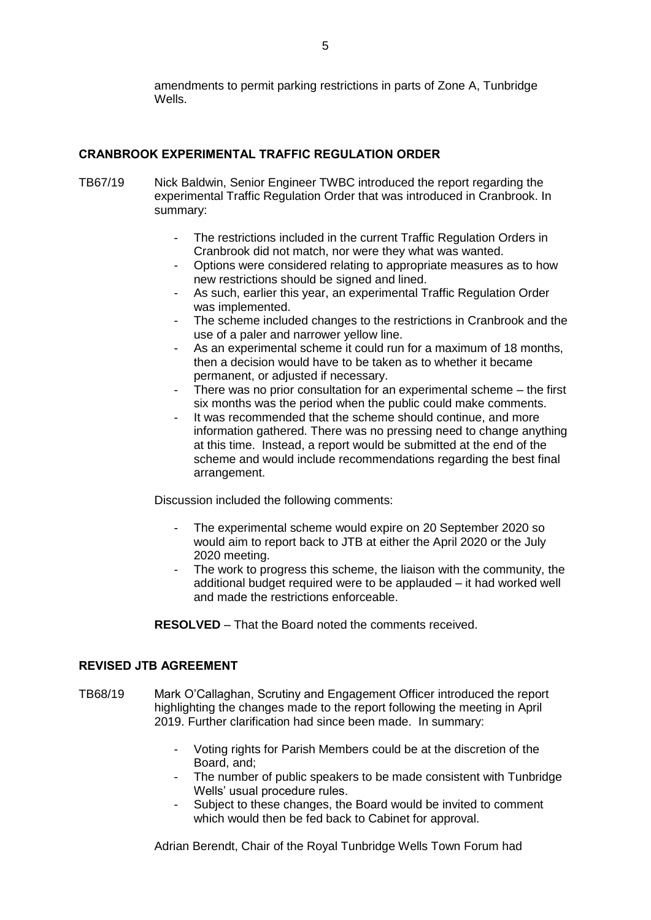amendments to permit parking restrictions in parts of Zone A, Tunbridge Wells.

## CRANBROOK EXPERIMENTAL TRAFFIC REGULATION ORDER

TB67/19 Nick Baldwin, Senior Engineer TWBC introduced the report regarding the experimental Traffic Regulation Order that was introduced in Cranbrook. In summary:

- The restrictions included in the current Traffic Regulation Orders in Cranbrook did not match, nor were they what was wanted.
- Options were considered relating to appropriate measures as to how new restrictions should be signed and lined.
- As such, earlier this year, an experimental Traffic Regulation Order was implemented.
- The scheme included changes to the restrictions in Cranbrook and the use of a paler and narrower yellow line.
- As an experimental scheme it could run for a maximum of 18 months, then a decision would have to be taken as to whether it became permanent, or adjusted if necessary.
- There was no prior consultation for an experimental scheme – the first six months was the period when the public could make comments.
- It was recommended that the scheme should continue, and more information gathered. There was no pressing need to change anything at this time. Instead, a report would be submitted at the end of the scheme and would include recommendations regarding the best final arrangement.

Discussion included the following comments:

- The experimental scheme would expire on 20 September 2020 so would aim to report back to JTB at either the April 2020 or the July 2020 meeting.
- The work to progress this scheme, the liaison with the community, the additional budget required were to be applauded – it had worked well and made the restrictions enforceable.

**RESOLVED** – That the Board noted the comments received.

## REVISED JTB AGREEMENT

TB68/19 Mark O'Callaghan, Scrutiny and Engagement Officer introduced the report highlighting the changes made to the report following the meeting in April 2019. Further clarification had since been made. In summary:

- Voting rights for Parish Members could be at the discretion of the Board, and;
- The number of public speakers to be made consistent with Tunbridge Wells' usual procedure rules.
- Subject to these changes, the Board would be invited to comment which would then be fed back to Cabinet for approval.

Adrian Berendt, Chair of the Royal Tunbridge Wells Town Forum had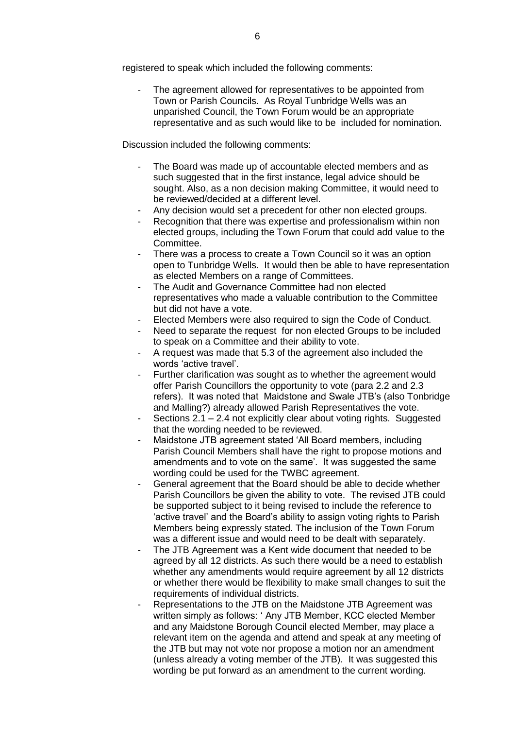registered to speak which included the following comments:

- The agreement allowed for representatives to be appointed from Town or Parish Councils. As Royal Tunbridge Wells was an unparished Council, the Town Forum would be an appropriate representative and as such would like to be included for nomination.

Discussion included the following comments:

- The Board was made up of accountable elected members and as such suggested that in the first instance, legal advice should be sought. Also, as a non decision making Committee, it would need to be reviewed/decided at a different level.
- Any decision would set a precedent for other non elected groups.
- Recognition that there was expertise and professionalism within non elected groups, including the Town Forum that could add value to the Committee.
- There was a process to create a Town Council so it was an option open to Tunbridge Wells. It would then be able to have representation as elected Members on a range of Committees.
- The Audit and Governance Committee had non elected representatives who made a valuable contribution to the Committee but did not have a vote.
- Elected Members were also required to sign the Code of Conduct.
- Need to separate the request for non elected Groups to be included to speak on a Committee and their ability to vote.
- A request was made that 5.3 of the agreement also included the words 'active travel'.
- Further clarification was sought as to whether the agreement would offer Parish Councillors the opportunity to vote (para 2.2 and 2.3 refers). It was noted that Maidstone and Swale JTB's (also Tonbridge and Malling?) already allowed Parish Representatives the vote.
- Sections 2.1 – 2.4 not explicitly clear about voting rights. Suggested that the wording needed to be reviewed.
- Maidstone JTB agreement stated 'All Board members, including Parish Council Members shall have the right to propose motions and amendments and to vote on the same'. It was suggested the same wording could be used for the TWBC agreement.
- General agreement that the Board should be able to decide whether Parish Councillors be given the ability to vote. The revised JTB could be supported subject to it being revised to include the reference to 'active travel' and the Board's ability to assign voting rights to Parish Members being expressly stated. The inclusion of the Town Forum was a different issue and would need to be dealt with separately.
- The JTB Agreement was a Kent wide document that needed to be agreed by all 12 districts. As such there would be a need to establish whether any amendments would require agreement by all 12 districts or whether there would be flexibility to make small changes to suit the requirements of individual districts.
- Representations to the JTB on the Maidstone JTB Agreement was written simply as follows: ' Any JTB Member, KCC elected Member and any Maidstone Borough Council elected Member, may place a relevant item on the agenda and attend and speak at any meeting of the JTB but may not vote nor propose a motion nor an amendment (unless already a voting member of the JTB). It was suggested this wording be put forward as an amendment to the current wording.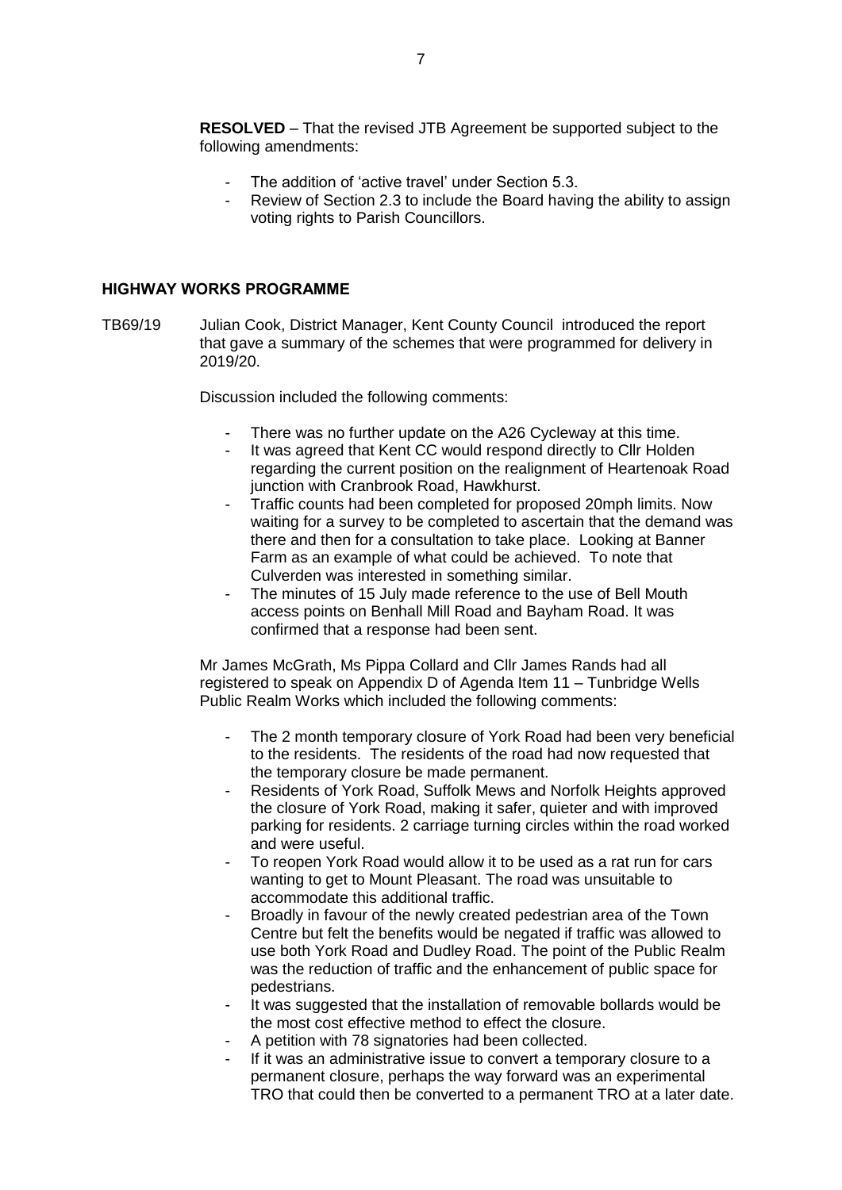**RESOLVED** – That the revised JTB Agreement be supported subject to the following amendments:

- The addition of 'active travel' under Section 5.3.
- Review of Section 2.3 to include the Board having the ability to assign voting rights to Parish Councillors.

## HIGHWAY WORKS PROGRAMME

TB69/19 Julian Cook, District Manager, Kent County Council introduced the report that gave a summary of the schemes that were programmed for delivery in 2019/20.

Discussion included the following comments:

- There was no further update on the A26 Cycleway at this time.
- It was agreed that Kent CC would respond directly to Cllr Holden regarding the current position on the realignment of Heartenoak Road junction with Cranbrook Road, Hawkhurst.
- Traffic counts had been completed for proposed 20mph limits. Now waiting for a survey to be completed to ascertain that the demand was there and then for a consultation to take place. Looking at Banner Farm as an example of what could be achieved. To note that Culverden was interested in something similar.
- The minutes of 15 July made reference to the use of Bell Mouth access points on Benhall Mill Road and Bayham Road. It was confirmed that a response had been sent.

Mr James McGrath, Ms Pippa Collard and Cllr James Rands had all registered to speak on Appendix D of Agenda Item 11 – Tunbridge Wells Public Realm Works which included the following comments:

- The 2 month temporary closure of York Road had been very beneficial to the residents. The residents of the road had now requested that the temporary closure be made permanent.
- Residents of York Road, Suffolk Mews and Norfolk Heights approved the closure of York Road, making it safer, quieter and with improved parking for residents. 2 carriage turning circles within the road worked and were useful.
- To reopen York Road would allow it to be used as a rat run for cars wanting to get to Mount Pleasant. The road was unsuitable to accommodate this additional traffic.
- Broadly in favour of the newly created pedestrian area of the Town Centre but felt the benefits would be negated if traffic was allowed to use both York Road and Dudley Road. The point of the Public Realm was the reduction of traffic and the enhancement of public space for pedestrians.
- It was suggested that the installation of removable bollards would be the most cost effective method to effect the closure.
- A petition with 78 signatories had been collected.
- If it was an administrative issue to convert a temporary closure to a permanent closure, perhaps the way forward was an experimental TRO that could then be converted to a permanent TRO at a later date.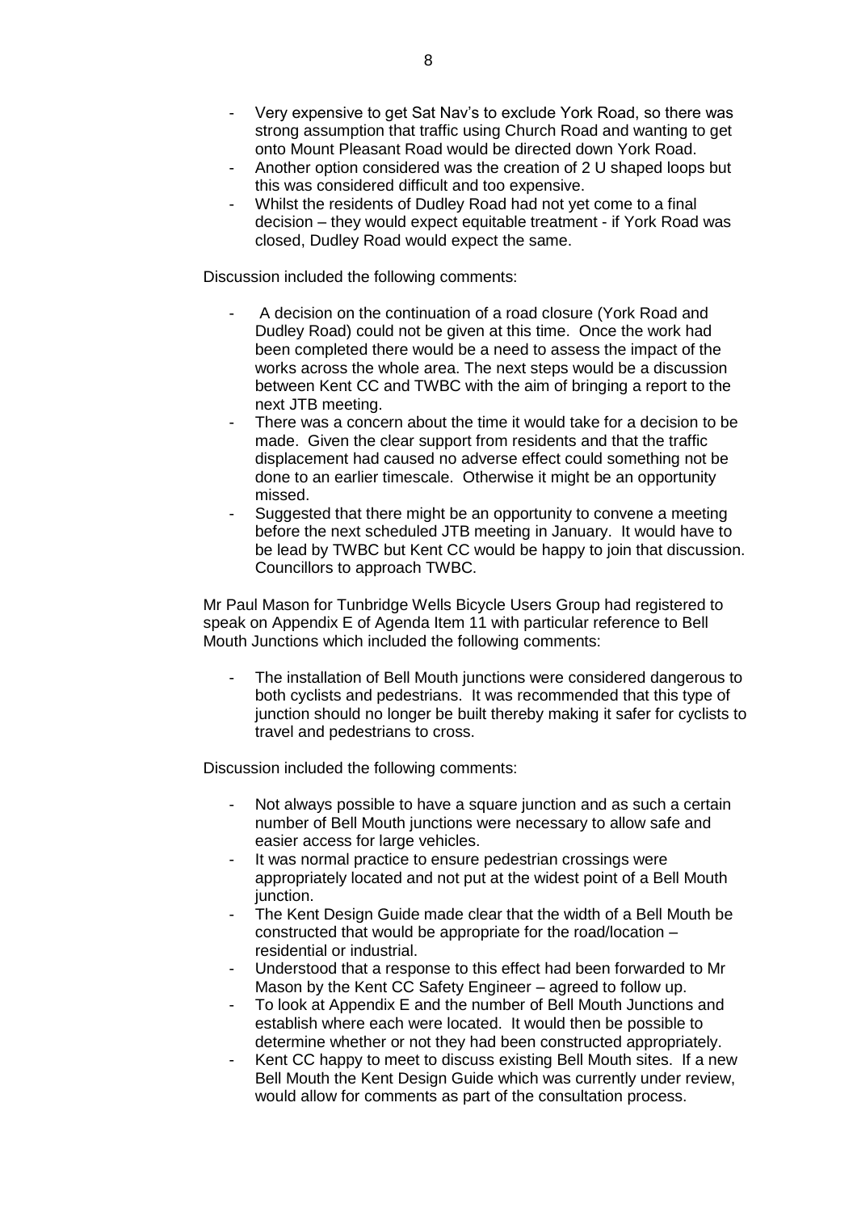- Very expensive to get Sat Nav's to exclude York Road, so there was strong assumption that traffic using Church Road and wanting to get onto Mount Pleasant Road would be directed down York Road.
- Another option considered was the creation of 2 U shaped loops but this was considered difficult and too expensive.
- Whilst the residents of Dudley Road had not yet come to a final decision – they would expect equitable treatment - if York Road was closed, Dudley Road would expect the same.

Discussion included the following comments:

- A decision on the continuation of a road closure (York Road and Dudley Road) could not be given at this time. Once the work had been completed there would be a need to assess the impact of the works across the whole area. The next steps would be a discussion between Kent CC and TWBC with the aim of bringing a report to the next JTB meeting.
- There was a concern about the time it would take for a decision to be made. Given the clear support from residents and that the traffic displacement had caused no adverse effect could something not be done to an earlier timescale. Otherwise it might be an opportunity missed.
- Suggested that there might be an opportunity to convene a meeting before the next scheduled JTB meeting in January. It would have to be lead by TWBC but Kent CC would be happy to join that discussion. Councillors to approach TWBC.

Mr Paul Mason for Tunbridge Wells Bicycle Users Group had registered to speak on Appendix E of Agenda Item 11 with particular reference to Bell Mouth Junctions which included the following comments:

- The installation of Bell Mouth junctions were considered dangerous to both cyclists and pedestrians. It was recommended that this type of junction should no longer be built thereby making it safer for cyclists to travel and pedestrians to cross.

Discussion included the following comments:

- Not always possible to have a square junction and as such a certain number of Bell Mouth junctions were necessary to allow safe and easier access for large vehicles.
- It was normal practice to ensure pedestrian crossings were appropriately located and not put at the widest point of a Bell Mouth junction.
- The Kent Design Guide made clear that the width of a Bell Mouth be constructed that would be appropriate for the road/location – residential or industrial.
- Understood that a response to this effect had been forwarded to Mr Mason by the Kent CC Safety Engineer – agreed to follow up.
- To look at Appendix E and the number of Bell Mouth Junctions and establish where each were located. It would then be possible to determine whether or not they had been constructed appropriately.
- Kent CC happy to meet to discuss existing Bell Mouth sites. If a new Bell Mouth the Kent Design Guide which was currently under review, would allow for comments as part of the consultation process.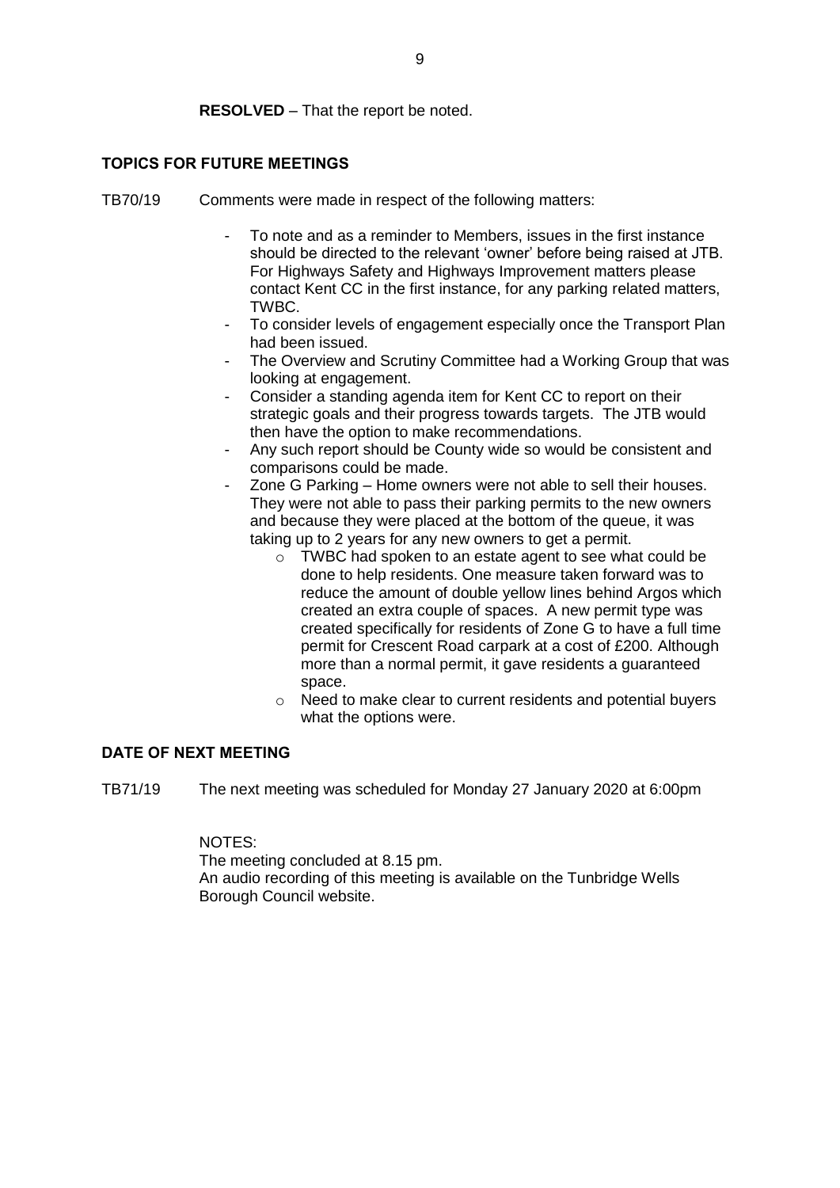**RESOLVED** – That the report be noted.

**TOPICS FOR FUTURE MEETINGS**

TB70/19 Comments were made in respect of the following matters:

- To note and as a reminder to Members, issues in the first instance should be directed to the relevant 'owner' before being raised at JTB. For Highways Safety and Highways Improvement matters please contact Kent CC in the first instance, for any parking related matters, TWBC.
- To consider levels of engagement especially once the Transport Plan had been issued.
- The Overview and Scrutiny Committee had a Working Group that was looking at engagement.
- Consider a standing agenda item for Kent CC to report on their strategic goals and their progress towards targets. The JTB would then have the option to make recommendations.
- Any such report should be County wide so would be consistent and comparisons could be made.
- Zone G Parking – Home owners were not able to sell their houses. They were not able to pass their parking permits to the new owners and because they were placed at the bottom of the queue, it was taking up to 2 years for any new owners to get a permit.
    - TWBC had spoken to an estate agent to see what could be done to help residents. One measure taken forward was to reduce the amount of double yellow lines behind Argos which created an extra couple of spaces. A new permit type was created specifically for residents of Zone G to have a full time permit for Crescent Road carpark at a cost of £200. Although more than a normal permit, it gave residents a guaranteed space.
    - Need to make clear to current residents and potential buyers what the options were.

**DATE OF NEXT MEETING**

TB71/19 The next meeting was scheduled for Monday 27 January 2020 at 6:00pm

NOTES:
The meeting concluded at 8.15 pm.
An audio recording of this meeting is available on the Tunbridge Wells Borough Council website.